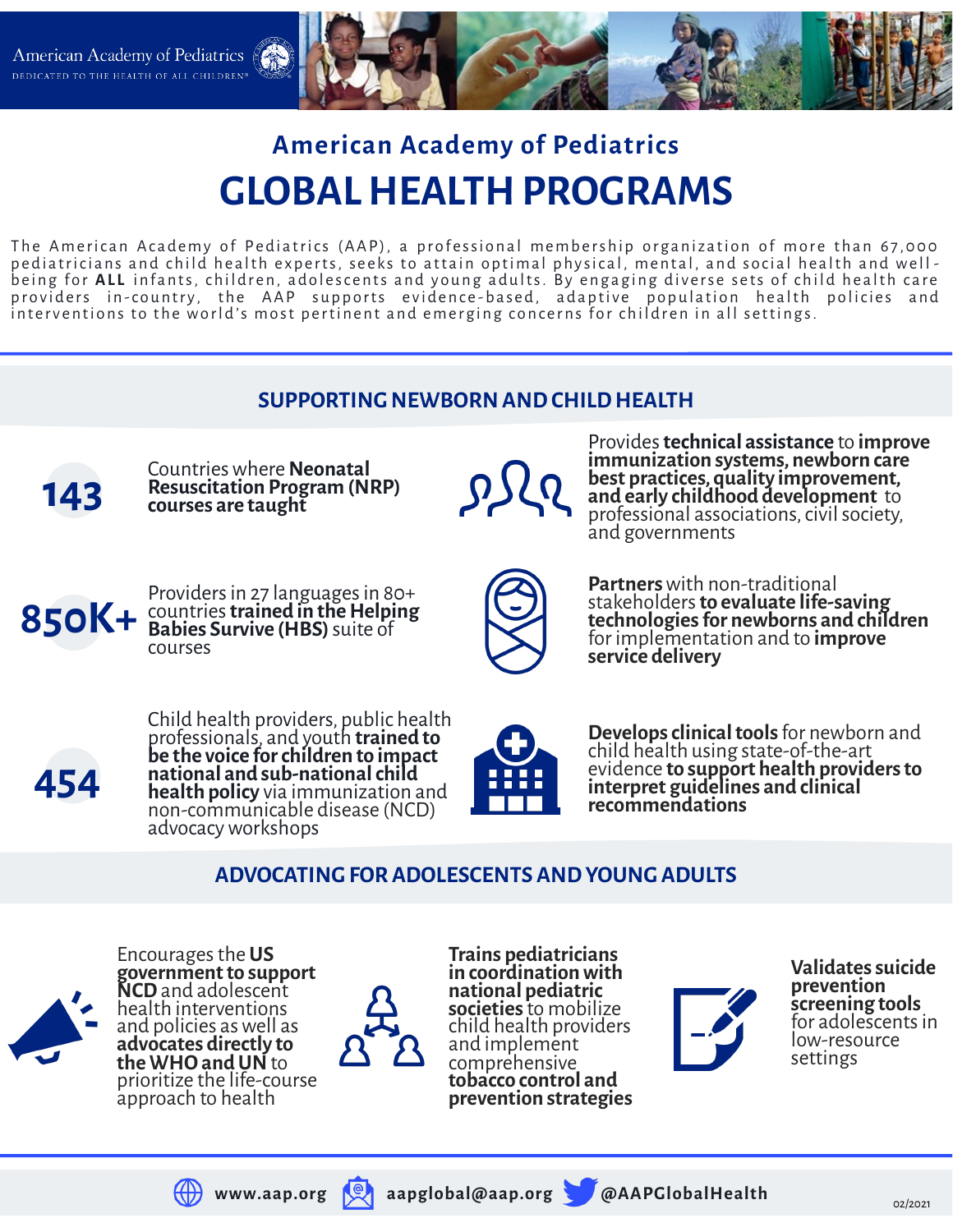American Academy of Pediatrics
DEDICATED TO THE HEALTH OF ALL CHILDREN®

## American Academy of Pediatrics

# GLOBAL HEALTH PROGRAMS

The American Academy of Pediatrics (AAP), a professional membership organization of more than 67,000 pediatricians and child health experts, seeks to attain optimal physical, mental, and social health and well-being for **ALL** infants, children, adolescents and young adults. By engaging diverse sets of child health care providers in-country, the AAP supports evidence-based, adaptive population health policies and interventions to the world's most pertinent and emerging concerns for children in all settings.

## SUPPORTING NEWBORN AND CHILD HEALTH

**143**

Countries where **Neonatal Resuscitation Program (NRP) courses are taught**

Provides **technical assistance** to **improve immunization systems, newborn care best practices, quality improvement, and early childhood development** to professional associations, civil society, and governments

**850K+**

Providers in 27 languages in 80+ countries **trained in the Helping Babies Survive (HBS)** suite of courses

**Partners** with non-traditional stakeholders **to evaluate life-saving technologies for newborns and children** for implementation and to **improve service delivery**

**454**

Child health providers, public health professionals, and youth **trained to be the voice for children to impact national and sub-national child health policy** via immunization and non-communicable disease (NCD) advocacy workshops

**Develops clinical tools** for newborn and child health using state-of-the-art evidence **to support health providers to interpret guidelines and clinical recommendations**

## ADVOCATING FOR ADOLESCENTS AND YOUNG ADULTS

Encourages the **US government to support NCD** and adolescent health interventions and policies as well as **advocates directly to the WHO and UN** to prioritize the life-course approach to health

**Trains pediatricians in coordination with national pediatric societies** to mobilize child health providers and implement comprehensive **tobacco control and prevention strategies**

**Validates suicide prevention screening tools** for adolescents in low-resource settings

www.aap.org | aapglobal@aap.org | @AAPGlobalHealth

02/2021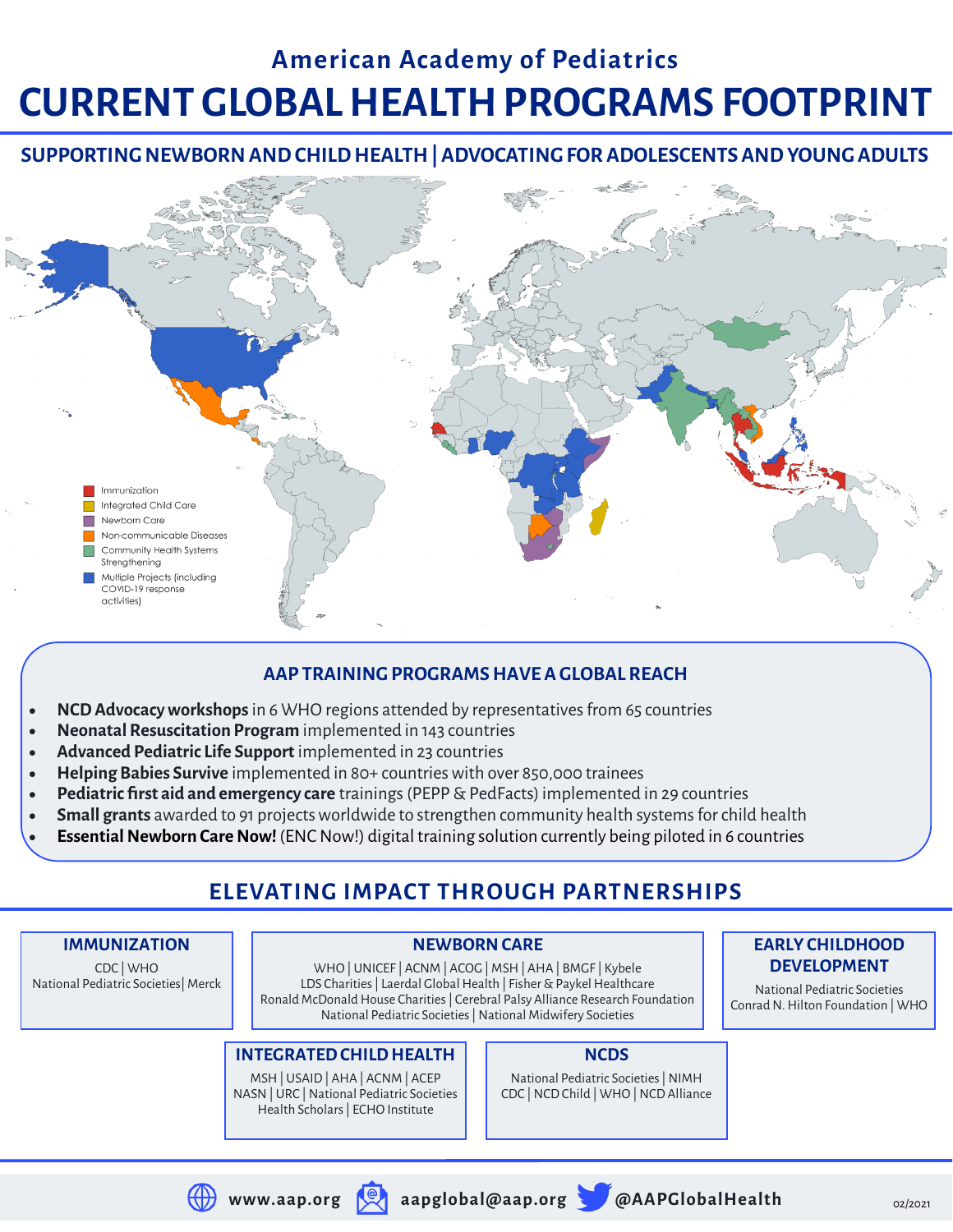American Academy of Pediatrics

# CURRENT GLOBAL HEALTH PROGRAMS FOOTPRINT

## SUPPORTING NEWBORN AND CHILD HEALTH | ADVOCATING FOR ADOLESCENTS AND YOUNG ADULTS

Immunization
Integrated Child Care
Newborn Care
Non-communicable Diseases
Community Health Systems Strengthening
Multiple Projects (including COVID-19 response activities)

## AAP TRAINING PROGRAMS HAVE A GLOBAL REACH

- **NCD Advocacy workshops** in 6 WHO regions attended by representatives from 65 countries
- **Neonatal Resuscitation Program** implemented in 143 countries
- **Advanced Pediatric Life Support** implemented in 23 countries
- **Helping Babies Survive** implemented in 80+ countries with over 850,000 trainees
- **Pediatric first aid and emergency care** trainings (PEPP & PedFacts) implemented in 29 countries
- **Small grants** awarded to 91 projects worldwide to strengthen community health systems for child health
- **Essential Newborn Care Now!** (ENC Now!) digital training solution currently being piloted in 6 countries

## ELEVATING IMPACT THROUGH PARTNERSHIPS

### IMMUNIZATION
CDC | WHO
National Pediatric Societies| Merck

### NEWBORN CARE
WHO | UNICEF | ACNM | ACOG | MSH | AHA | BMGF | Kybele
LDS Charities | Laerdal Global Health | Fisher & Paykel Healthcare
Ronald McDonald House Charities | Cerebral Palsy Alliance Research Foundation
National Pediatric Societies | National Midwifery Societies

### EARLY CHILDHOOD DEVELOPMENT
National Pediatric Societies
Conrad N. Hilton Foundation | WHO

### INTEGRATED CHILD HEALTH
MSH | USAID | AHA | ACNM | ACEP
NASN | URC | National Pediatric Societies
Health Scholars | ECHO Institute

### NCDS
National Pediatric Societies | NIMH
CDC | NCD Child | WHO | NCD Alliance

www.aap.org aapglobal@aap.org @AAPGlobalHealth

02/2021